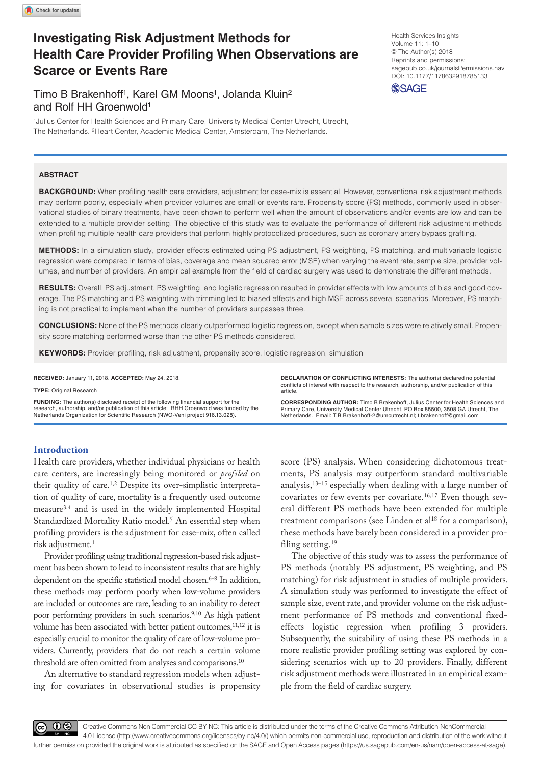# Investigating Risk Adjustment Methods for Health Care Provider Profiling When Observations are Scarce or Events Rare

Timo B Brakenhoff[1], Karel GM Moons[1], Jolanda Kluin[2] and Rolf HH Groenwold[1]

[1]Julius Center for Health Sciences and Primary Care, University Medical Center Utrecht, Utrecht, The Netherlands. [2]Heart Center, Academic Medical Center, Amsterdam, The Netherlands.

Health Services Insights
Volume 11: 1–10
© The Author(s) 2018
Reprints and permissions: sagepub.co.uk/journalsPermissions.nav
DOI: 10.1177/1178632918785133

## ABSTRACT

**BACKGROUND:** When profiling health care providers, adjustment for case-mix is essential. However, conventional risk adjustment methods may perform poorly, especially when provider volumes are small or events rare. Propensity score (PS) methods, commonly used in observational studies of binary treatments, have been shown to perform well when the amount of observations and/or events are low and can be extended to a multiple provider setting. The objective of this study was to evaluate the performance of different risk adjustment methods when profiling multiple health care providers that perform highly protocolized procedures, such as coronary artery bypass grafting.

**METHODS:** In a simulation study, provider effects estimated using PS adjustment, PS weighting, PS matching, and multivariable logistic regression were compared in terms of bias, coverage and mean squared error (MSE) when varying the event rate, sample size, provider volumes, and number of providers. An empirical example from the field of cardiac surgery was used to demonstrate the different methods.

**RESULTS:** Overall, PS adjustment, PS weighting, and logistic regression resulted in provider effects with low amounts of bias and good coverage. The PS matching and PS weighting with trimming led to biased effects and high MSE across several scenarios. Moreover, PS matching is not practical to implement when the number of providers surpasses three.

**CONCLUSIONS:** None of the PS methods clearly outperformed logistic regression, except when sample sizes were relatively small. Propensity score matching performed worse than the other PS methods considered.

**KEYWORDS:** Provider profiling, risk adjustment, propensity score, logistic regression, simulation

**RECEIVED:** January 11, 2018. **ACCEPTED:** May 24, 2018.

**TYPE:** Original Research

**FUNDING:** The author(s) disclosed receipt of the following financial support for the research, authorship, and/or publication of this article: RHH Groenwold was funded by the Netherlands Organization for Scientific Research (NWO-Veni project 916.13.028).

**DECLARATION OF CONFLICTING INTERESTS:** The author(s) declared no potential conflicts of interest with respect to the research, authorship, and/or publication of this article.

**CORRESPONDING AUTHOR:** Timo B Brakenhoff, Julius Center for Health Sciences and Primary Care, University Medical Center Utrecht, PO Box 85500, 3508 GA Utrecht, The Netherlands. Email: T.B.Brakenhoff-2@umcutrecht.nl; t.brakenhoff@gmail.com

## Introduction

Health care providers, whether individual physicians or health care centers, are increasingly being monitored or *profiled* on their quality of care.[1,2] Despite its over-simplistic interpretation of quality of care, mortality is a frequently used outcome measure[3,4] and is used in the widely implemented Hospital Standardized Mortality Ratio model.[5] An essential step when profiling providers is the adjustment for case-mix, often called risk adjustment.[1]

Provider profiling using traditional regression-based risk adjustment has been shown to lead to inconsistent results that are highly dependent on the specific statistical model chosen.[6–8] In addition, these methods may perform poorly when low-volume providers are included or outcomes are rare, leading to an inability to detect poor performing providers in such scenarios.[9,10] As high patient volume has been associated with better patient outcomes,[11,12] it is especially crucial to monitor the quality of care of low-volume providers. Currently, providers that do not reach a certain volume threshold are often omitted from analyses and comparisons.[10]

An alternative to standard regression models when adjusting for covariates in observational studies is propensity score (PS) analysis. When considering dichotomous treatments, PS analysis may outperform standard multivariable analysis,[13–15] especially when dealing with a large number of covariates or few events per covariate.[16,17] Even though several different PS methods have been extended for multiple treatment comparisons (see Linden et al[18] for a comparison), these methods have barely been considered in a provider profiling setting.[19]

The objective of this study was to assess the performance of PS methods (notably PS adjustment, PS weighting, and PS matching) for risk adjustment in studies of multiple providers. A simulation study was performed to investigate the effect of sample size, event rate, and provider volume on the risk adjustment performance of PS methods and conventional fixed-effects logistic regression when profiling 3 providers. Subsequently, the suitability of using these PS methods in a more realistic provider profiling setting was explored by considering scenarios with up to 20 providers. Finally, different risk adjustment methods were illustrated in an empirical example from the field of cardiac surgery.

Creative Commons Non Commercial CC BY-NC: This article is distributed under the terms of the Creative Commons Attribution-NonCommercial 4.0 License (http://www.creativecommons.org/licenses/by-nc/4.0/) which permits non-commercial use, reproduction and distribution of the work without further permission provided the original work is attributed as specified on the SAGE and Open Access pages (https://us.sagepub.com/en-us/nam/open-access-at-sage).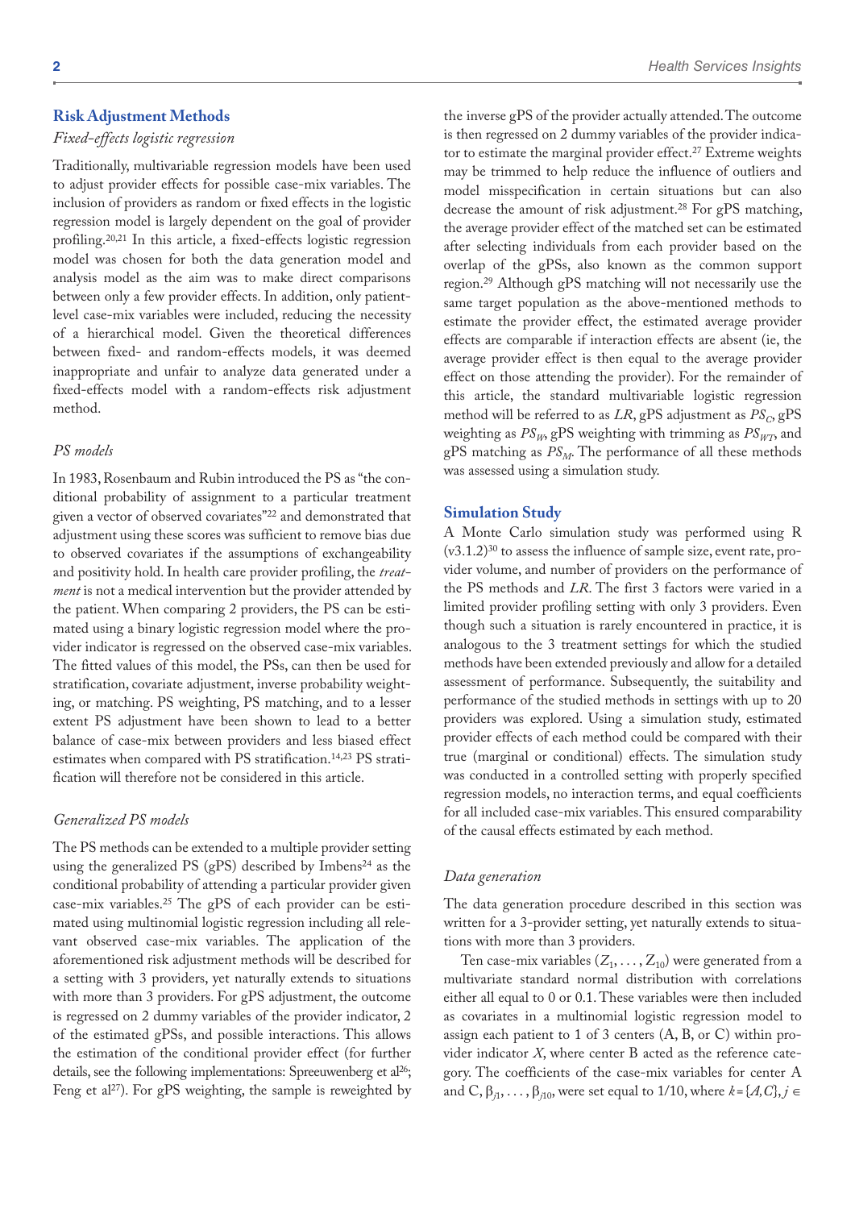## Risk Adjustment Methods

### *Fixed-effects logistic regression*

Traditionally, multivariable regression models have been used to adjust provider effects for possible case-mix variables. The inclusion of providers as random or fixed effects in the logistic regression model is largely dependent on the goal of provider profiling.[20,21] In this article, a fixed-effects logistic regression model was chosen for both the data generation model and analysis model as the aim was to make direct comparisons between only a few provider effects. In addition, only patient-level case-mix variables were included, reducing the necessity of a hierarchical model. Given the theoretical differences between fixed- and random-effects models, it was deemed inappropriate and unfair to analyze data generated under a fixed-effects model with a random-effects risk adjustment method.

### *PS models*

In 1983, Rosenbaum and Rubin introduced the PS as "the conditional probability of assignment to a particular treatment given a vector of observed covariates"[22] and demonstrated that adjustment using these scores was sufficient to remove bias due to observed covariates if the assumptions of exchangeability and positivity hold. In health care provider profiling, the *treatment* is not a medical intervention but the provider attended by the patient. When comparing 2 providers, the PS can be estimated using a binary logistic regression model where the provider indicator is regressed on the observed case-mix variables. The fitted values of this model, the PSs, can then be used for stratification, covariate adjustment, inverse probability weighting, or matching. PS weighting, PS matching, and to a lesser extent PS adjustment have been shown to lead to a better balance of case-mix between providers and less biased effect estimates when compared with PS stratification.[14,23] PS stratification will therefore not be considered in this article.

### *Generalized PS models*

The PS methods can be extended to a multiple provider setting using the generalized PS (gPS) described by Imbens[24] as the conditional probability of attending a particular provider given case-mix variables.[25] The gPS of each provider can be estimated using multinomial logistic regression including all relevant observed case-mix variables. The application of the aforementioned risk adjustment methods will be described for a setting with 3 providers, yet naturally extends to situations with more than 3 providers. For gPS adjustment, the outcome is regressed on 2 dummy variables of the provider indicator, 2 of the estimated gPSs, and possible interactions. This allows the estimation of the conditional provider effect (for further details, see the following implementations: Spreeuwenberg et al[26]; Feng et al[27]). For gPS weighting, the sample is reweighted by the inverse gPS of the provider actually attended. The outcome is then regressed on 2 dummy variables of the provider indicator to estimate the marginal provider effect.[27] Extreme weights may be trimmed to help reduce the influence of outliers and model misspecification in certain situations but can also decrease the amount of risk adjustment.[28] For gPS matching, the average provider effect of the matched set can be estimated after selecting individuals from each provider based on the overlap of the gPSs, also known as the common support region.[29] Although gPS matching will not necessarily use the same target population as the above-mentioned methods to estimate the provider effect, the estimated average provider effects are comparable if interaction effects are absent (ie, the average provider effect is then equal to the average provider effect on those attending the provider). For the remainder of this article, the standard multivariable logistic regression method will be referred to as *LR*, gPS adjustment as $PS_C$, gPS weighting as $PS_W$, gPS weighting with trimming as $PS_{WT}$, and gPS matching as $PS_M$. The performance of all these methods was assessed using a simulation study.

## Simulation Study

A Monte Carlo simulation study was performed using R (v3.1.2)[30] to assess the influence of sample size, event rate, provider volume, and number of providers on the performance of the PS methods and *LR*. The first 3 factors were varied in a limited provider profiling setting with only 3 providers. Even though such a situation is rarely encountered in practice, it is analogous to the 3 treatment settings for which the studied methods have been extended previously and allow for a detailed assessment of performance. Subsequently, the suitability and performance of the studied methods in settings with up to 20 providers was explored. Using a simulation study, estimated provider effects of each method could be compared with their true (marginal or conditional) effects. The simulation study was conducted in a controlled setting with properly specified regression models, no interaction terms, and equal coefficients for all included case-mix variables. This ensured comparability of the causal effects estimated by each method.

### *Data generation*

The data generation procedure described in this section was written for a 3-provider setting, yet naturally extends to situations with more than 3 providers.

Ten case-mix variables ($Z_1, \ldots, Z_{10}$) were generated from a multivariate standard normal distribution with correlations either all equal to 0 or 0.1. These variables were then included as covariates in a multinomial logistic regression model to assign each patient to 1 of 3 centers (A, B, or C) within provider indicator $X$, where center B acted as the reference category. The coefficients of the case-mix variables for center A and C, $\beta_{j1}, \ldots, \beta_{j10}$, were set equal to 1/10, where $k = \{A, C\}, j \in$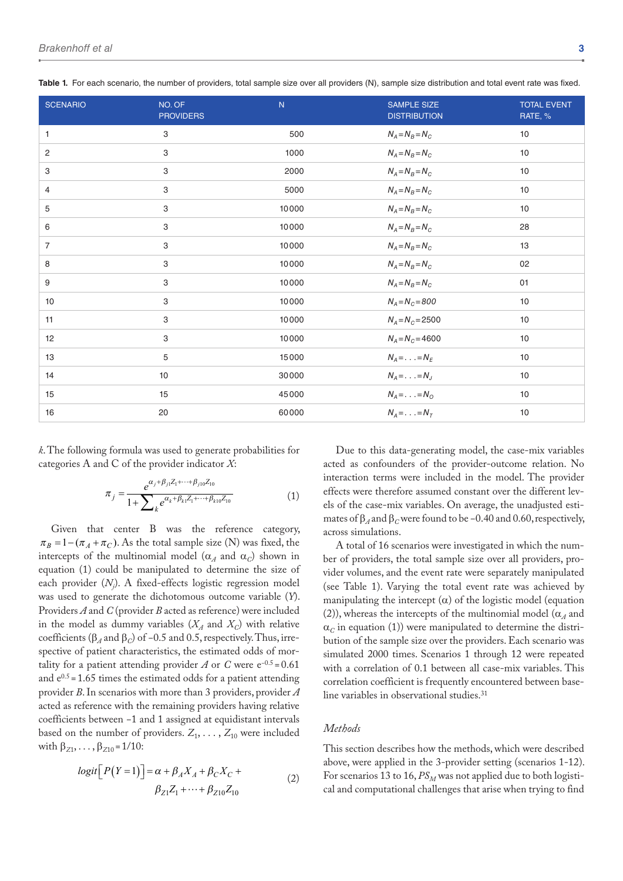**Table 1.** For each scenario, the number of providers, total sample size over all providers (N), sample size distribution and total event rate was fixed.

| SCENARIO | NO. OF PROVIDERS | N | SAMPLE SIZE DISTRIBUTION | TOTAL EVENT RATE, % |
|---|---|---|---|---|
| 1 | 3 | 500 | $N_A=N_B=N_C$ | 10 |
| 2 | 3 | 1000 | $N_A=N_B=N_C$ | 10 |
| 3 | 3 | 2000 | $N_A=N_B=N_C$ | 10 |
| 4 | 3 | 5000 | $N_A=N_B=N_C$ | 10 |
| 5 | 3 | 10000 | $N_A=N_B=N_C$ | 10 |
| 6 | 3 | 10000 | $N_A=N_B=N_C$ | 28 |
| 7 | 3 | 10000 | $N_A=N_B=N_C$ | 13 |
| 8 | 3 | 10000 | $N_A=N_B=N_C$ | 02 |
| 9 | 3 | 10000 | $N_A=N_B=N_C$ | 01 |
| 10 | 3 | 10000 | $N_A=N_C=800$ | 10 |
| 11 | 3 | 10000 | $N_A=N_C=2500$ | 10 |
| 12 | 3 | 10000 | $N_A=N_C=4600$ | 10 |
| 13 | 5 | 15000 | $N_A=\ldots=N_E$ | 10 |
| 14 | 10 | 30000 | $N_A=\ldots=N_J$ | 10 |
| 15 | 15 | 45000 | $N_A=\ldots=N_O$ | 10 |
| 16 | 20 | 60000 | $N_A=\ldots=N_T$ | 10 |

*k*. The following formula was used to generate probabilities for categories A and C of the provider indicator *X*:

$$\pi_j = \frac{e^{\alpha_j+\beta_{j1}Z_1+\cdots+\beta_{j10}Z_{10}}}{1+\sum_k e^{\alpha_k+\beta_{k1}Z_1+\cdots+\beta_{k10}Z_{10}}} \quad (1)$$

Given that center B was the reference category, $\pi_B = 1-(\pi_A+\pi_C)$. As the total sample size (N) was fixed, the intercepts of the multinomial model ($\alpha_A$ and $\alpha_C$) shown in equation (1) could be manipulated to determine the size of each provider ($N_j$). A fixed-effects logistic regression model was used to generate the dichotomous outcome variable (*Y*). Providers *A* and *C* (provider *B* acted as reference) were included in the model as dummy variables ($X_A$ and $X_C$) with relative coefficients ($\beta_A$ and $\beta_C$) of −0.5 and 0.5, respectively. Thus, irrespective of patient characteristics, the estimated odds of mortality for a patient attending provider *A* or *C* were $e^{-0.5}=0.61$ and $e^{0.5}=1.65$ times the estimated odds for a patient attending provider *B*. In scenarios with more than 3 providers, provider *A* acted as reference with the remaining providers having relative coefficients between −1 and 1 assigned at equidistant intervals based on the number of providers. $Z_1, \ldots, Z_{10}$ were included with $\beta_{Z1}, \ldots, \beta_{Z10} = 1/10$:

$$logit\left[P(Y=1)\right] = \alpha + \beta_A X_A + \beta_C X_C + \beta_{Z1}Z_1 + \cdots + \beta_{Z10}Z_{10} \quad (2)$$

Due to this data-generating model, the case-mix variables acted as confounders of the provider-outcome relation. No interaction terms were included in the model. The provider effects were therefore assumed constant over the different levels of the case-mix variables. On average, the unadjusted estimates of $\beta_A$ and $\beta_C$ were found to be −0.40 and 0.60, respectively, across simulations.

A total of 16 scenarios were investigated in which the number of providers, the total sample size over all providers, provider volumes, and the event rate were separately manipulated (see Table 1). Varying the total event rate was achieved by manipulating the intercept ($\alpha$) of the logistic model (equation (2)), whereas the intercepts of the multinomial model ($\alpha_A$ and $\alpha_C$ in equation (1)) were manipulated to determine the distribution of the sample size over the providers. Each scenario was simulated 2000 times. Scenarios 1 through 12 were repeated with a correlation of 0.1 between all case-mix variables. This correlation coefficient is frequently encountered between baseline variables in observational studies.[31]

### *Methods*

This section describes how the methods, which were described above, were applied in the 3-provider setting (scenarios 1-12). For scenarios 13 to 16, $PS_M$ was not applied due to both logistical and computational challenges that arise when trying to find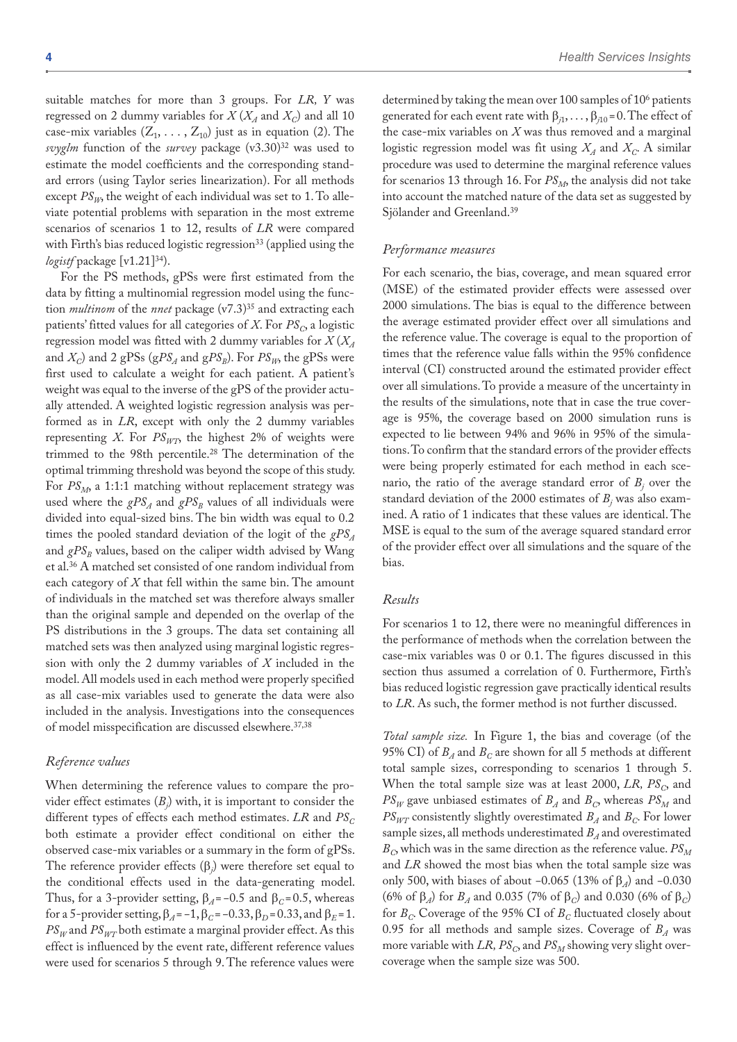suitable matches for more than 3 groups. For *LR*, *Y* was regressed on 2 dummy variables for $X$ ($X_A$ and $X_C$) and all 10 case-mix variables ($Z_1, \ldots, Z_{10}$) just as in equation (2). The *svyglm* function of the *survey* package (v3.30)[32] was used to estimate the model coefficients and the corresponding standard errors (using Taylor series linearization). For all methods except $PS_W$, the weight of each individual was set to 1. To alleviate potential problems with separation in the most extreme scenarios of scenarios 1 to 12, results of *LR* were compared with Firth's bias reduced logistic regression[33] (applied using the *logistf* package [v1.21][34]).

For the PS methods, gPSs were first estimated from the data by fitting a multinomial regression model using the function *multinom* of the *nnet* package (v7.3)[35] and extracting each patients' fitted values for all categories of $X$. For $PS_C$, a logistic regression model was fitted with 2 dummy variables for $X$ ($X_A$ and $X_C$) and 2 gPSs ($gPS_A$ and $gPS_B$). For $PS_W$, the gPSs were first used to calculate a weight for each patient. A patient's weight was equal to the inverse of the gPS of the provider actually attended. A weighted logistic regression analysis was performed as in *LR*, except with only the 2 dummy variables representing $X$. For $PS_{WT}$, the highest 2% of weights were trimmed to the 98th percentile.[28] The determination of the optimal trimming threshold was beyond the scope of this study. For $PS_M$, a 1:1:1 matching without replacement strategy was used where the $gPS_A$ and $gPS_B$ values of all individuals were divided into equal-sized bins. The bin width was equal to 0.2 times the pooled standard deviation of the logit of the $gPS_A$ and $gPS_B$ values, based on the caliper width advised by Wang et al.[36] A matched set consisted of one random individual from each category of $X$ that fell within the same bin. The amount of individuals in the matched set was therefore always smaller than the original sample and depended on the overlap of the PS distributions in the 3 groups. The data set containing all matched sets was then analyzed using marginal logistic regression with only the 2 dummy variables of $X$ included in the model. All models used in each method were properly specified as all case-mix variables used to generate the data were also included in the analysis. Investigations into the consequences of model misspecification are discussed elsewhere.[37,38]

### *Reference values*

When determining the reference values to compare the provider effect estimates ($B_j$) with, it is important to consider the different types of effects each method estimates. *LR* and $PS_C$ both estimate a provider effect conditional on either the observed case-mix variables or a summary in the form of gPSs. The reference provider effects ($\beta_j$) were therefore set equal to the conditional effects used in the data-generating model. Thus, for a 3-provider setting, $\beta_A = -0.5$ and $\beta_C = 0.5$, whereas for a 5-provider setting, $\beta_A = -1$, $\beta_C = -0.33$, $\beta_D = 0.33$, and $\beta_E = 1$. $PS_W$ and $PS_{WT}$ both estimate a marginal provider effect. As this effect is influenced by the event rate, different reference values were used for scenarios 5 through 9. The reference values were determined by taking the mean over 100 samples of $10^6$ patients generated for each event rate with $\beta_{j1}, \ldots, \beta_{j10} = 0$. The effect of the case-mix variables on $X$ was thus removed and a marginal logistic regression model was fit using $X_A$ and $X_C$. A similar procedure was used to determine the marginal reference values for scenarios 13 through 16. For $PS_M$, the analysis did not take into account the matched nature of the data set as suggested by Sjölander and Greenland.[39]

### *Performance measures*

For each scenario, the bias, coverage, and mean squared error (MSE) of the estimated provider effects were assessed over 2000 simulations. The bias is equal to the difference between the average estimated provider effect over all simulations and the reference value. The coverage is equal to the proportion of times that the reference value falls within the 95% confidence interval (CI) constructed around the estimated provider effect over all simulations. To provide a measure of the uncertainty in the results of the simulations, note that in case the true coverage is 95%, the coverage based on 2000 simulation runs is expected to lie between 94% and 96% in 95% of the simulations. To confirm that the standard errors of the provider effects were being properly estimated for each method in each scenario, the ratio of the average standard error of $B_j$ over the standard deviation of the 2000 estimates of $B_j$ was also examined. A ratio of 1 indicates that these values are identical. The MSE is equal to the sum of the average squared standard error of the provider effect over all simulations and the square of the bias.

### *Results*

For scenarios 1 to 12, there were no meaningful differences in the performance of methods when the correlation between the case-mix variables was 0 or 0.1. The figures discussed in this section thus assumed a correlation of 0. Furthermore, Firth's bias reduced logistic regression gave practically identical results to *LR*. As such, the former method is not further discussed.

*Total sample size.* In Figure 1, the bias and coverage (of the 95% CI) of $B_A$ and $B_C$ are shown for all 5 methods at different total sample sizes, corresponding to scenarios 1 through 5. When the total sample size was at least 2000, *LR*, $PS_C$, and $PS_W$ gave unbiased estimates of $B_A$ and $B_C$, whereas $PS_M$ and $PS_{WT}$ consistently slightly overestimated $B_A$ and $B_C$. For lower sample sizes, all methods underestimated $B_A$ and overestimated $B_C$, which was in the same direction as the reference value. $PS_M$ and *LR* showed the most bias when the total sample size was only 500, with biases of about −0.065 (13% of $\beta_A$) and −0.030 (6% of $\beta_A$) for $B_A$ and 0.035 (7% of $\beta_C$) and 0.030 (6% of $\beta_C$) for $B_C$. Coverage of the 95% CI of $B_C$ fluctuated closely about 0.95 for all methods and sample sizes. Coverage of $B_A$ was more variable with *LR*, $PS_C$, and $PS_M$ showing very slight overcoverage when the sample size was 500.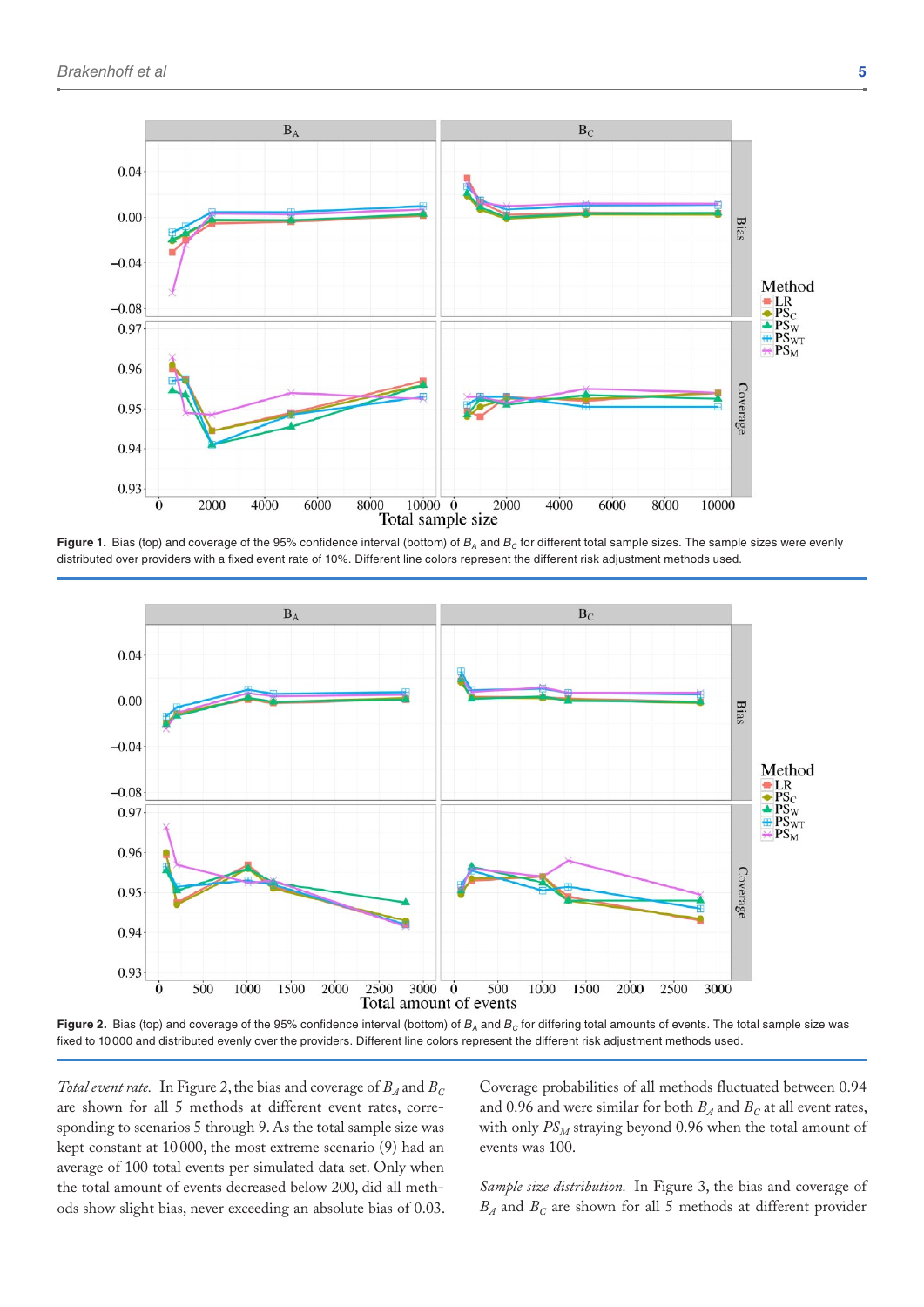Figure 1. Bias (top) and coverage of the 95% confidence interval (bottom) of $B_A$ and $B_C$ for different total sample sizes. The sample sizes were evenly distributed over providers with a fixed event rate of 10%. Different line colors represent the different risk adjustment methods used.

Figure 2. Bias (top) and coverage of the 95% confidence interval (bottom) of $B_A$ and $B_C$ for differing total amounts of events. The total sample size was fixed to 10 000 and distributed evenly over the providers. Different line colors represent the different risk adjustment methods used.

*Total event rate.* In Figure 2, the bias and coverage of $B_A$ and $B_C$ are shown for all 5 methods at different event rates, corresponding to scenarios 5 through 9. As the total sample size was kept constant at 10 000, the most extreme scenario (9) had an average of 100 total events per simulated data set. Only when the total amount of events decreased below 200, did all methods show slight bias, never exceeding an absolute bias of 0.03. Coverage probabilities of all methods fluctuated between 0.94 and 0.96 and were similar for both $B_A$ and $B_C$ at all event rates, with only $PS_M$ straying beyond 0.96 when the total amount of events was 100.

*Sample size distribution.* In Figure 3, the bias and coverage of $B_A$ and $B_C$ are shown for all 5 methods at different provider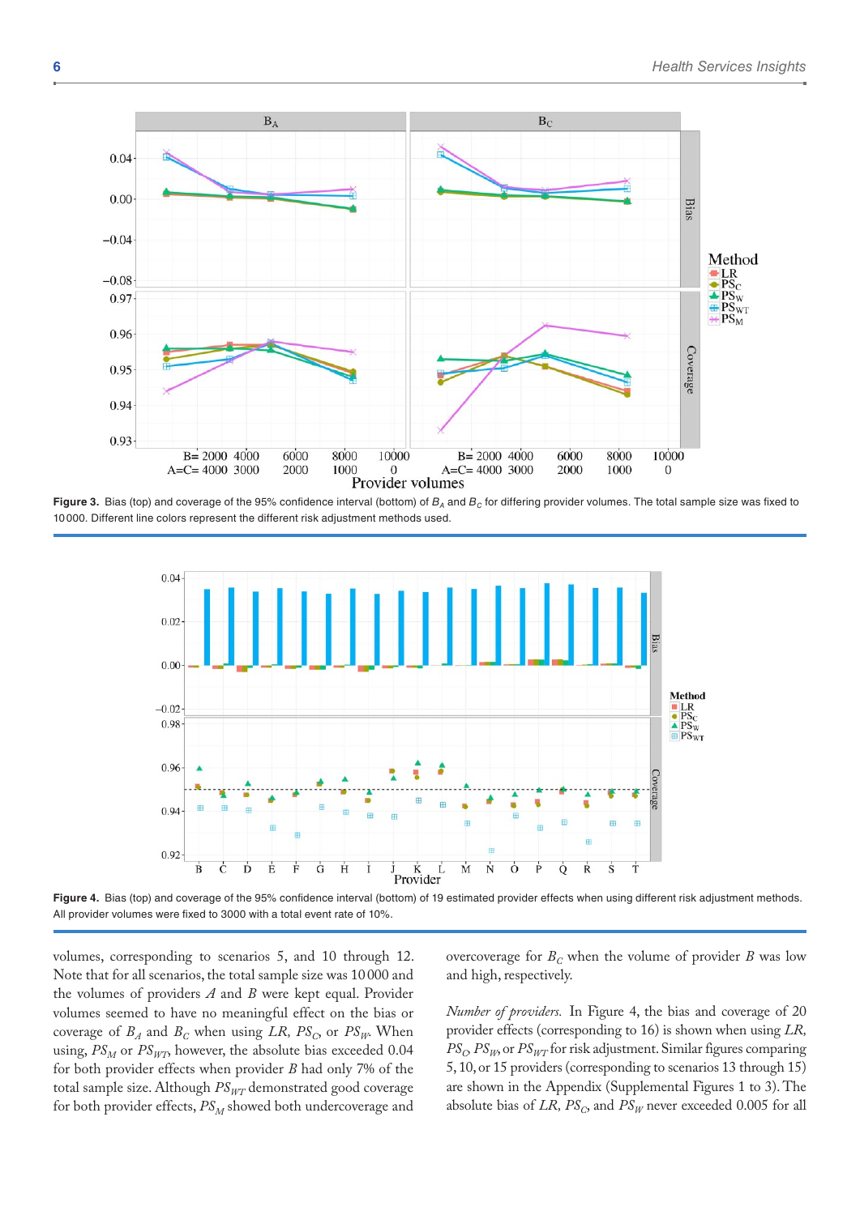**Figure 3.** Bias (top) and coverage of the 95% confidence interval (bottom) of $B_A$ and $B_C$ for differing provider volumes. The total sample size was fixed to 10000. Different line colors represent the different risk adjustment methods used.

**Figure 4.** Bias (top) and coverage of the 95% confidence interval (bottom) of 19 estimated provider effects when using different risk adjustment methods. All provider volumes were fixed to 3000 with a total event rate of 10%.

volumes, corresponding to scenarios 5, and 10 through 12. Note that for all scenarios, the total sample size was 10000 and the volumes of providers $A$ and $B$ were kept equal. Provider volumes seemed to have no meaningful effect on the bias or coverage of $B_A$ and $B_C$ when using $LR$, $PS_C$, or $PS_W$. When using, $PS_M$ or $PS_{WT}$, however, the absolute bias exceeded 0.04 for both provider effects when provider $B$ had only 7% of the total sample size. Although $PS_{WT}$ demonstrated good coverage for both provider effects, $PS_M$ showed both undercoverage and overcoverage for $B_C$ when the volume of provider $B$ was low and high, respectively.

*Number of providers.* In Figure 4, the bias and coverage of 20 provider effects (corresponding to 16) is shown when using $LR$, $PS_C$, $PS_W$, or $PS_{WT}$ for risk adjustment. Similar figures comparing 5, 10, or 15 providers (corresponding to scenarios 13 through 15) are shown in the Appendix (Supplemental Figures 1 to 3). The absolute bias of $LR$, $PS_C$, and $PS_W$ never exceeded 0.005 for all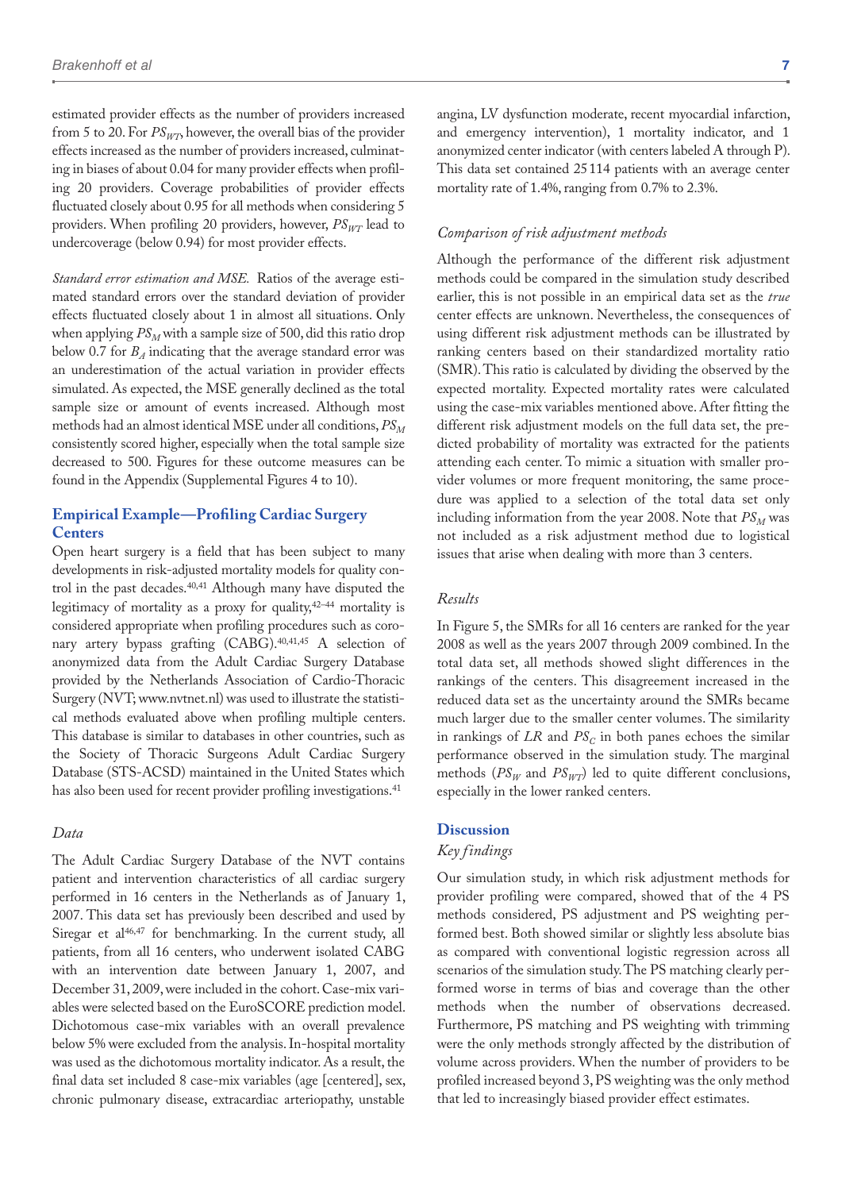estimated provider effects as the number of providers increased from 5 to 20. For $PS_{WT}$, however, the overall bias of the provider effects increased as the number of providers increased, culminating in biases of about 0.04 for many provider effects when profiling 20 providers. Coverage probabilities of provider effects fluctuated closely about 0.95 for all methods when considering 5 providers. When profiling 20 providers, however, $PS_{WT}$ lead to undercoverage (below 0.94) for most provider effects.

*Standard error estimation and MSE.* Ratios of the average estimated standard errors over the standard deviation of provider effects fluctuated closely about 1 in almost all situations. Only when applying $PS_M$ with a sample size of 500, did this ratio drop below 0.7 for $B_A$ indicating that the average standard error was an underestimation of the actual variation in provider effects simulated. As expected, the MSE generally declined as the total sample size or amount of events increased. Although most methods had an almost identical MSE under all conditions, $PS_M$ consistently scored higher, especially when the total sample size decreased to 500. Figures for these outcome measures can be found in the Appendix (Supplemental Figures 4 to 10).

## Empirical Example—Profiling Cardiac Surgery Centers

Open heart surgery is a field that has been subject to many developments in risk-adjusted mortality models for quality control in the past decades.[40,41] Although many have disputed the legitimacy of mortality as a proxy for quality,[42–44] mortality is considered appropriate when profiling procedures such as coronary artery bypass grafting (CABG).[40,41,45] A selection of anonymized data from the Adult Cardiac Surgery Database provided by the Netherlands Association of Cardio-Thoracic Surgery (NVT; www.nvtnet.nl) was used to illustrate the statistical methods evaluated above when profiling multiple centers. This database is similar to databases in other countries, such as the Society of Thoracic Surgeons Adult Cardiac Surgery Database (STS-ACSD) maintained in the United States which has also been used for recent provider profiling investigations.[41]

### *Data*

The Adult Cardiac Surgery Database of the NVT contains patient and intervention characteristics of all cardiac surgery performed in 16 centers in the Netherlands as of January 1, 2007. This data set has previously been described and used by Siregar et al[46,47] for benchmarking. In the current study, all patients, from all 16 centers, who underwent isolated CABG with an intervention date between January 1, 2007, and December 31, 2009, were included in the cohort. Case-mix variables were selected based on the EuroSCORE prediction model. Dichotomous case-mix variables with an overall prevalence below 5% were excluded from the analysis. In-hospital mortality was used as the dichotomous mortality indicator. As a result, the final data set included 8 case-mix variables (age [centered], sex, chronic pulmonary disease, extracardiac arteriopathy, unstable angina, LV dysfunction moderate, recent myocardial infarction, and emergency intervention), 1 mortality indicator, and 1 anonymized center indicator (with centers labeled A through P). This data set contained 25 114 patients with an average center mortality rate of 1.4%, ranging from 0.7% to 2.3%.

### *Comparison of risk adjustment methods*

Although the performance of the different risk adjustment methods could be compared in the simulation study described earlier, this is not possible in an empirical data set as the *true* center effects are unknown. Nevertheless, the consequences of using different risk adjustment methods can be illustrated by ranking centers based on their standardized mortality ratio (SMR). This ratio is calculated by dividing the observed by the expected mortality. Expected mortality rates were calculated using the case-mix variables mentioned above. After fitting the different risk adjustment models on the full data set, the predicted probability of mortality was extracted for the patients attending each center. To mimic a situation with smaller provider volumes or more frequent monitoring, the same procedure was applied to a selection of the total data set only including information from the year 2008. Note that $PS_M$ was not included as a risk adjustment method due to logistical issues that arise when dealing with more than 3 centers.

### *Results*

In Figure 5, the SMRs for all 16 centers are ranked for the year 2008 as well as the years 2007 through 2009 combined. In the total data set, all methods showed slight differences in the rankings of the centers. This disagreement increased in the reduced data set as the uncertainty around the SMRs became much larger due to the smaller center volumes. The similarity in rankings of *LR* and $PS_C$ in both panes echoes the similar performance observed in the simulation study. The marginal methods ($PS_W$ and $PS_{WT}$) led to quite different conclusions, especially in the lower ranked centers.

## Discussion

### *Key findings*

Our simulation study, in which risk adjustment methods for provider profiling were compared, showed that of the 4 PS methods considered, PS adjustment and PS weighting performed best. Both showed similar or slightly less absolute bias as compared with conventional logistic regression across all scenarios of the simulation study. The PS matching clearly performed worse in terms of bias and coverage than the other methods when the number of observations decreased. Furthermore, PS matching and PS weighting with trimming were the only methods strongly affected by the distribution of volume across providers. When the number of providers to be profiled increased beyond 3, PS weighting was the only method that led to increasingly biased provider effect estimates.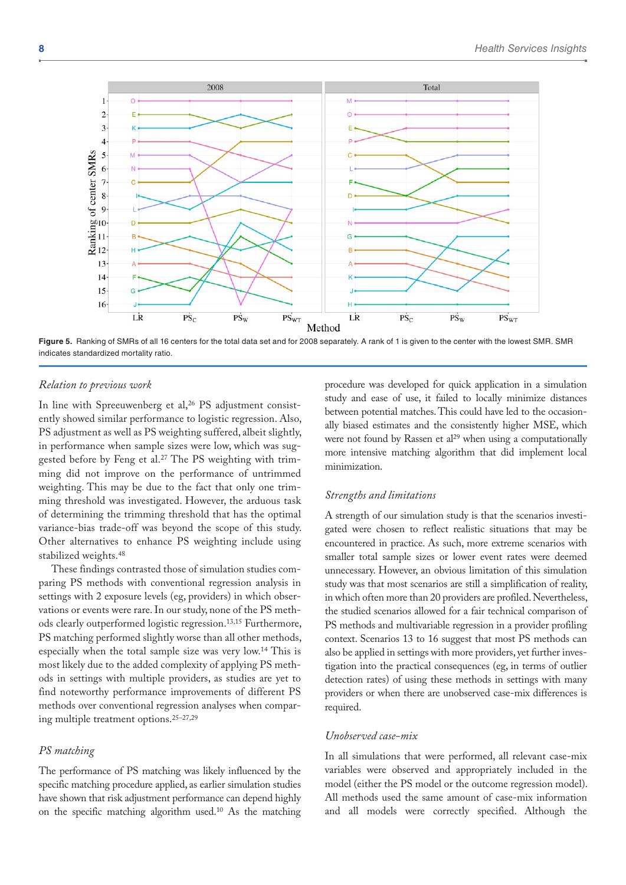Figure 5. Ranking of SMRs of all 16 centers for the total data set and for 2008 separately. A rank of 1 is given to the center with the lowest SMR. SMR indicates standardized mortality ratio.

### *Relation to previous work*

In line with Spreeuwenberg et al,[26] PS adjustment consistently showed similar performance to logistic regression. Also, PS adjustment as well as PS weighting suffered, albeit slightly, in performance when sample sizes were low, which was suggested before by Feng et al.[27] The PS weighting with trimming did not improve on the performance of untrimmed weighting. This may be due to the fact that only one trimming threshold was investigated. However, the arduous task of determining the trimming threshold that has the optimal variance-bias trade-off was beyond the scope of this study. Other alternatives to enhance PS weighting include using stabilized weights.[48]

These findings contrasted those of simulation studies comparing PS methods with conventional regression analysis in settings with 2 exposure levels (eg, providers) in which observations or events were rare. In our study, none of the PS methods clearly outperformed logistic regression.[13,15] Furthermore, PS matching performed slightly worse than all other methods, especially when the total sample size was very low.[14] This is most likely due to the added complexity of applying PS methods in settings with multiple providers, as studies are yet to find noteworthy performance improvements of different PS methods over conventional regression analyses when comparing multiple treatment options.[25–27,29]

### *PS matching*

The performance of PS matching was likely influenced by the specific matching procedure applied, as earlier simulation studies have shown that risk adjustment performance can depend highly on the specific matching algorithm used.[10] As the matching procedure was developed for quick application in a simulation study and ease of use, it failed to locally minimize distances between potential matches. This could have led to the occasionally biased estimates and the consistently higher MSE, which were not found by Rassen et al[29] when using a computationally more intensive matching algorithm that did implement local minimization.

### *Strengths and limitations*

A strength of our simulation study is that the scenarios investigated were chosen to reflect realistic situations that may be encountered in practice. As such, more extreme scenarios with smaller total sample sizes or lower event rates were deemed unnecessary. However, an obvious limitation of this simulation study was that most scenarios are still a simplification of reality, in which often more than 20 providers are profiled. Nevertheless, the studied scenarios allowed for a fair technical comparison of PS methods and multivariable regression in a provider profiling context. Scenarios 13 to 16 suggest that most PS methods can also be applied in settings with more providers, yet further investigation into the practical consequences (eg, in terms of outlier detection rates) of using these methods in settings with many providers or when there are unobserved case-mix differences is required.

### *Unobserved case-mix*

In all simulations that were performed, all relevant case-mix variables were observed and appropriately included in the model (either the PS model or the outcome regression model). All methods used the same amount of case-mix information and all models were correctly specified. Although the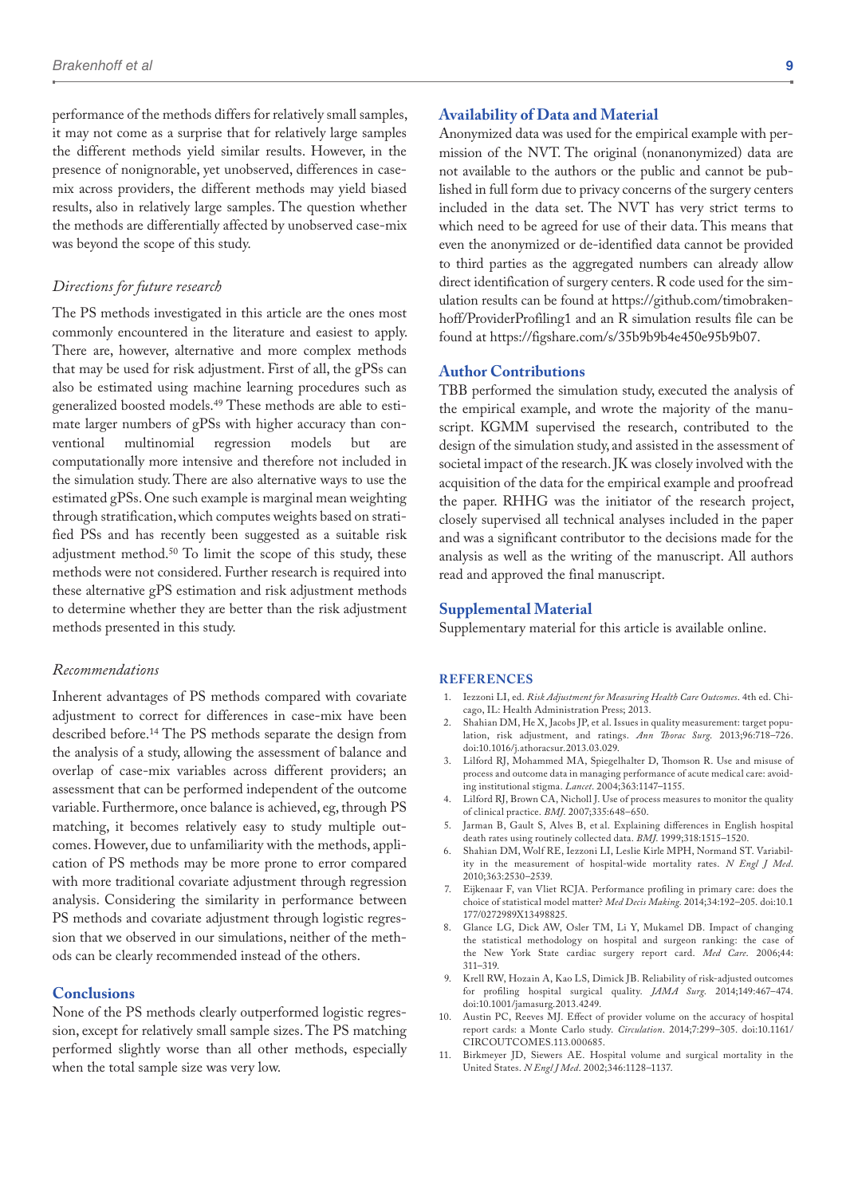performance of the methods differs for relatively small samples, it may not come as a surprise that for relatively large samples the different methods yield similar results. However, in the presence of nonignorable, yet unobserved, differences in case-mix across providers, the different methods may yield biased results, also in relatively large samples. The question whether the methods are differentially affected by unobserved case-mix was beyond the scope of this study.

### *Directions for future research*

The PS methods investigated in this article are the ones most commonly encountered in the literature and easiest to apply. There are, however, alternative and more complex methods that may be used for risk adjustment. First of all, the gPSs can also be estimated using machine learning procedures such as generalized boosted models.[49] These methods are able to estimate larger numbers of gPSs with higher accuracy than conventional multinomial regression models but are computationally more intensive and therefore not included in the simulation study. There are also alternative ways to use the estimated gPSs. One such example is marginal mean weighting through stratification, which computes weights based on stratified PSs and has recently been suggested as a suitable risk adjustment method.[50] To limit the scope of this study, these methods were not considered. Further research is required into these alternative gPS estimation and risk adjustment methods to determine whether they are better than the risk adjustment methods presented in this study.

### *Recommendations*

Inherent advantages of PS methods compared with covariate adjustment to correct for differences in case-mix have been described before.[14] The PS methods separate the design from the analysis of a study, allowing the assessment of balance and overlap of case-mix variables across different providers; an assessment that can be performed independent of the outcome variable. Furthermore, once balance is achieved, eg, through PS matching, it becomes relatively easy to study multiple outcomes. However, due to unfamiliarity with the methods, application of PS methods may be more prone to error compared with more traditional covariate adjustment through regression analysis. Considering the similarity in performance between PS methods and covariate adjustment through logistic regression that we observed in our simulations, neither of the methods can be clearly recommended instead of the others.

## Conclusions

None of the PS methods clearly outperformed logistic regression, except for relatively small sample sizes. The PS matching performed slightly worse than all other methods, especially when the total sample size was very low.

## Availability of Data and Material

Anonymized data was used for the empirical example with permission of the NVT. The original (nonanonymized) data are not available to the authors or the public and cannot be published in full form due to privacy concerns of the surgery centers included in the data set. The NVT has very strict terms to which need to be agreed for use of their data. This means that even the anonymized or de-identified data cannot be provided to third parties as the aggregated numbers can already allow direct identification of surgery centers. R code used for the simulation results can be found at https://github.com/timobrakenhoff/ProviderProfiling1 and an R simulation results file can be found at https://figshare.com/s/35b9b9b4e450e95b9b07.

## Author Contributions

TBB performed the simulation study, executed the analysis of the empirical example, and wrote the majority of the manuscript. KGMM supervised the research, contributed to the design of the simulation study, and assisted in the assessment of societal impact of the research. JK was closely involved with the acquisition of the data for the empirical example and proofread the paper. RHHG was the initiator of the research project, closely supervised all technical analyses included in the paper and was a significant contributor to the decisions made for the analysis as well as the writing of the manuscript. All authors read and approved the final manuscript.

## Supplemental Material

Supplementary material for this article is available online.

## References

1. Iezzoni LI, ed. *Risk Adjustment for Measuring Health Care Outcomes*. 4th ed. Chicago, IL: Health Administration Press; 2013.
2. Shahian DM, He X, Jacobs JP, et al. Issues in quality measurement: target population, risk adjustment, and ratings. *Ann Thorac Surg*. 2013;96:718–726. doi:10.1016/j.athoracsur.2013.03.029.
3. Lilford RJ, Mohammed MA, Spiegelhalter D, Thomson R. Use and misuse of process and outcome data in managing performance of acute medical care: avoiding institutional stigma. *Lancet*. 2004;363:1147–1155.
4. Lilford RJ, Brown CA, Nicholl J. Use of process measures to monitor the quality of clinical practice. *BMJ*. 2007;335:648–650.
5. Jarman B, Gault S, Alves B, et al. Explaining differences in English hospital death rates using routinely collected data. *BMJ*. 1999;318:1515–1520.
6. Shahian DM, Wolf RE, Iezzoni LI, Leslie Kirle MPH, Normand ST. Variability in the measurement of hospital-wide mortality rates. *N Engl J Med*. 2010;363:2530–2539.
7. Eijkenaar F, van Vliet RCJA. Performance profiling in primary care: does the choice of statistical model matter? *Med Decis Making*. 2014;34:192–205. doi:10.1177/0272989X13498825.
8. Glance LG, Dick AW, Osler TM, Li Y, Mukamel DB. Impact of changing the statistical methodology on hospital and surgeon ranking: the case of the New York State cardiac surgery report card. *Med Care*. 2006;44:311–319.
9. Krell RW, Hozain A, Kao LS, Dimick JB. Reliability of risk-adjusted outcomes for profiling hospital surgical quality. *JAMA Surg*. 2014;149:467–474. doi:10.1001/jamasurg.2013.4249.
10. Austin PC, Reeves MJ. Effect of provider volume on the accuracy of hospital report cards: a Monte Carlo study. *Circulation*. 2014;7:299–305. doi:10.1161/CIRCOUTCOMES.113.000685.
11. Birkmeyer JD, Siewers AE. Hospital volume and surgical mortality in the United States. *N Engl J Med*. 2002;346:1128–1137.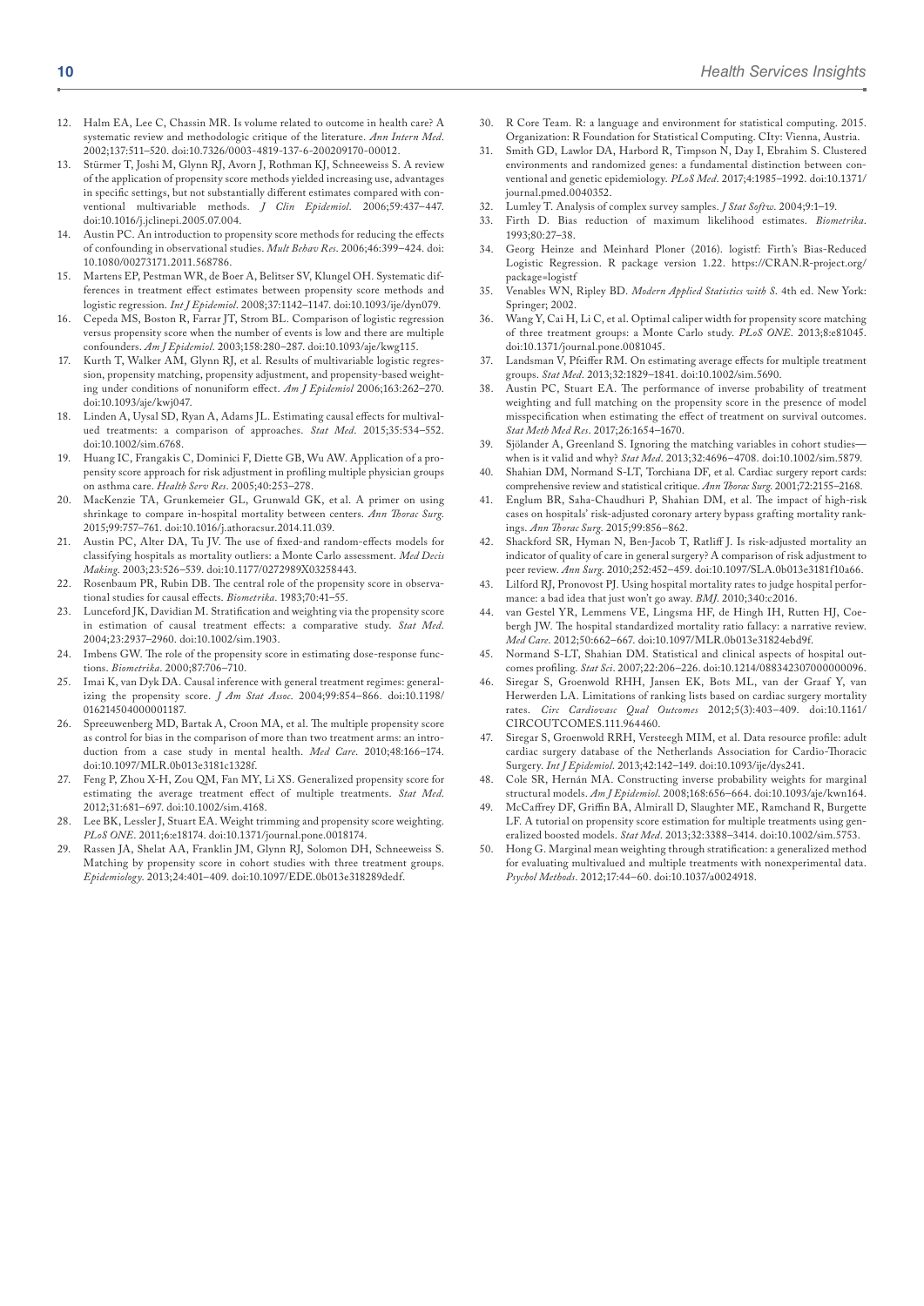12. Halm EA, Lee C, Chassin MR. Is volume related to outcome in health care? A systematic review and methodologic critique of the literature. *Ann Intern Med*. 2002;137:511–520. doi:10.7326/0003-4819-137-6-200209170-00012.
13. Stürmer T, Joshi M, Glynn RJ, Avorn J, Rothman KJ, Schneeweiss S. A review of the application of propensity score methods yielded increasing use, advantages in specific settings, but not substantially different estimates compared with conventional multivariable methods. *J Clin Epidemiol*. 2006;59:437–447. doi:10.1016/j.jclinepi.2005.07.004.
14. Austin PC. An introduction to propensity score methods for reducing the effects of confounding in observational studies. *Mult Behav Res*. 2006;46:399–424. doi: 10.1080/00273171.2011.568786.
15. Martens EP, Pestman WR, de Boer A, Belitser SV, Klungel OH. Systematic differences in treatment effect estimates between propensity score methods and logistic regression. *Int J Epidemiol*. 2008;37:1142–1147. doi:10.1093/ije/dyn079.
16. Cepeda MS, Boston R, Farrar JT, Strom BL. Comparison of logistic regression versus propensity score when the number of events is low and there are multiple confounders. *Am J Epidemiol*. 2003;158:280–287. doi:10.1093/aje/kwg115.
17. Kurth T, Walker AM, Glynn RJ, et al. Results of multivariable logistic regression, propensity matching, propensity adjustment, and propensity-based weighting under conditions of nonuniform effect. *Am J Epidemiol* 2006;163:262–270. doi:10.1093/aje/kwj047.
18. Linden A, Uysal SD, Ryan A, Adams JL. Estimating causal effects for multivalued treatments: a comparison of approaches. *Stat Med*. 2015;35:534–552. doi:10.1002/sim.6768.
19. Huang IC, Frangakis C, Dominici F, Diette GB, Wu AW. Application of a propensity score approach for risk adjustment in profiling multiple physician groups on asthma care. *Health Serv Res*. 2005;40:253–278.
20. MacKenzie TA, Grunkemeier GL, Grunwald GK, et al. A primer on using shrinkage to compare in-hospital mortality between centers. *Ann Thorac Surg*. 2015;99:757–761. doi:10.1016/j.athoracsur.2014.11.039.
21. Austin PC, Alter DA, Tu JV. The use of fixed-and random-effects models for classifying hospitals as mortality outliers: a Monte Carlo assessment. *Med Decis Making*. 2003;23:526–539. doi:10.1177/0272989X03258443.
22. Rosenbaum PR, Rubin DB. The central role of the propensity score in observational studies for causal effects. *Biometrika*. 1983;70:41–55.
23. Lunceford JK, Davidian M. Stratification and weighting via the propensity score in estimation of causal treatment effects: a comparative study. *Stat Med*. 2004;23:2937–2960. doi:10.1002/sim.1903.
24. Imbens GW. The role of the propensity score in estimating dose-response functions. *Biometrika*. 2000;87:706–710.
25. Imai K, van Dyk DA. Causal inference with general treatment regimes: generalizing the propensity score. *J Am Stat Assoc*. 2004;99:854–866. doi:10.1198/016214504000001187.
26. Spreeuwenberg MD, Bartak A, Croon MA, et al. The multiple propensity score as control for bias in the comparison of more than two treatment arms: an introduction from a case study in mental health. *Med Care*. 2010;48:166–174. doi:10.1097/MLR.0b013e3181c1328f.
27. Feng P, Zhou X-H, Zou QM, Fan MY, Li XS. Generalized propensity score for estimating the average treatment effect of multiple treatments. *Stat Med*. 2012;31:681–697. doi:10.1002/sim.4168.
28. Lee BK, Lessler J, Stuart EA. Weight trimming and propensity score weighting. *PLoS ONE*. 2011;6:e18174. doi:10.1371/journal.pone.0018174.
29. Rassen JA, Shelat AA, Franklin JM, Glynn RJ, Solomon DH, Schneeweiss S. Matching by propensity score in cohort studies with three treatment groups. *Epidemiology*. 2013;24:401–409. doi:10.1097/EDE.0b013e318289dedf.
30. R Core Team. R: a language and environment for statistical computing. 2015. Organization: R Foundation for Statistical Computing. CIty: Vienna, Austria.
31. Smith GD, Lawlor DA, Harbord R, Timpson N, Day I, Ebrahim S. Clustered environments and randomized genes: a fundamental distinction between conventional and genetic epidemiology. *PLoS Med*. 2017;4:1985–1992. doi:10.1371/journal.pmed.0040352.
32. Lumley T. Analysis of complex survey samples. *J Stat Softw*. 2004;9:1–19.
33. Firth D. Bias reduction of maximum likelihood estimates. *Biometrika*. 1993;80:27–38.
34. Georg Heinze and Meinhard Ploner (2016). logistf: Firth's Bias-Reduced Logistic Regression. R package version 1.22. https://CRAN.R-project.org/package=logistf
35. Venables WN, Ripley BD. *Modern Applied Statistics with S*. 4th ed. New York: Springer; 2002.
36. Wang Y, Cai H, Li C, et al. Optimal caliper width for propensity score matching of three treatment groups: a Monte Carlo study. *PLoS ONE*. 2013;8:e81045. doi:10.1371/journal.pone.0081045.
37. Landsman V, Pfeiffer RM. On estimating average effects for multiple treatment groups. *Stat Med*. 2013;32:1829–1841. doi:10.1002/sim.5690.
38. Austin PC, Stuart EA. The performance of inverse probability of treatment weighting and full matching on the propensity score in the presence of model misspecification when estimating the effect of treatment on survival outcomes. *Stat Meth Med Res*. 2017;26:1654–1670.
39. Sjölander A, Greenland S. Ignoring the matching variables in cohort studies—when is it valid and why? *Stat Med*. 2013;32:4696–4708. doi:10.1002/sim.5879.
40. Shahian DM, Normand S-LT, Torchiana DF, et al. Cardiac surgery report cards: comprehensive review and statistical critique. *Ann Thorac Surg*. 2001;72:2155–2168.
41. Englum BR, Saha-Chaudhuri P, Shahian DM, et al. The impact of high-risk cases on hospitals' risk-adjusted coronary artery bypass grafting mortality rankings. *Ann Thorac Surg*. 2015;99:856–862.
42. Shackford SR, Hyman N, Ben-Jacob T, Ratliff J. Is risk-adjusted mortality an indicator of quality of care in general surgery? A comparison of risk adjustment to peer review. *Ann Surg*. 2010;252:452–459. doi:10.1097/SLA.0b013e3181f10a66.
43. Lilford RJ, Pronovost PJ. Using hospital mortality rates to judge hospital performance: a bad idea that just won't go away. *BMJ*. 2010;340:c2016.
44. van Gestel YR, Lemmens VE, Lingsma HF, de Hingh IH, Rutten HJ, Coebergh JW. The hospital standardized mortality ratio fallacy: a narrative review. *Med Care*. 2012;50:662–667. doi:10.1097/MLR.0b013e31824ebd9f.
45. Normand S-LT, Shahian DM. Statistical and clinical aspects of hospital outcomes profiling. *Stat Sci*. 2007;22:206–226. doi:10.1214/088342307000000096.
46. Siregar S, Groenwold RHH, Jansen EK, Bots ML, van der Graaf Y, van Herwerden LA. Limitations of ranking lists based on cardiac surgery mortality rates. *Circ Cardiovasc Qual Outcomes* 2012;5(3):403–409. doi:10.1161/CIRCOUTCOMES.111.964460.
47. Siregar S, Groenwold RRH, Versteegh MIM, et al. Data resource profile: adult cardiac surgery database of the Netherlands Association for Cardio-Thoracic Surgery. *Int J Epidemiol*. 2013;42:142–149. doi:10.1093/ije/dys241.
48. Cole SR, Hernán MA. Constructing inverse probability weights for marginal structural models. *Am J Epidemiol*. 2008;168:656–664. doi:10.1093/aje/kwn164.
49. McCaffrey DF, Griffin BA, Almirall D, Slaughter ME, Ramchand R, Burgette LF. A tutorial on propensity score estimation for multiple treatments using generalized boosted models. *Stat Med*. 2013;32:3388–3414. doi:10.1002/sim.5753.
50. Hong G. Marginal mean weighting through stratification: a generalized method for evaluating multivalued and multiple treatments with nonexperimental data. *Psychol Methods*. 2012;17:44–60. doi:10.1037/a0024918.